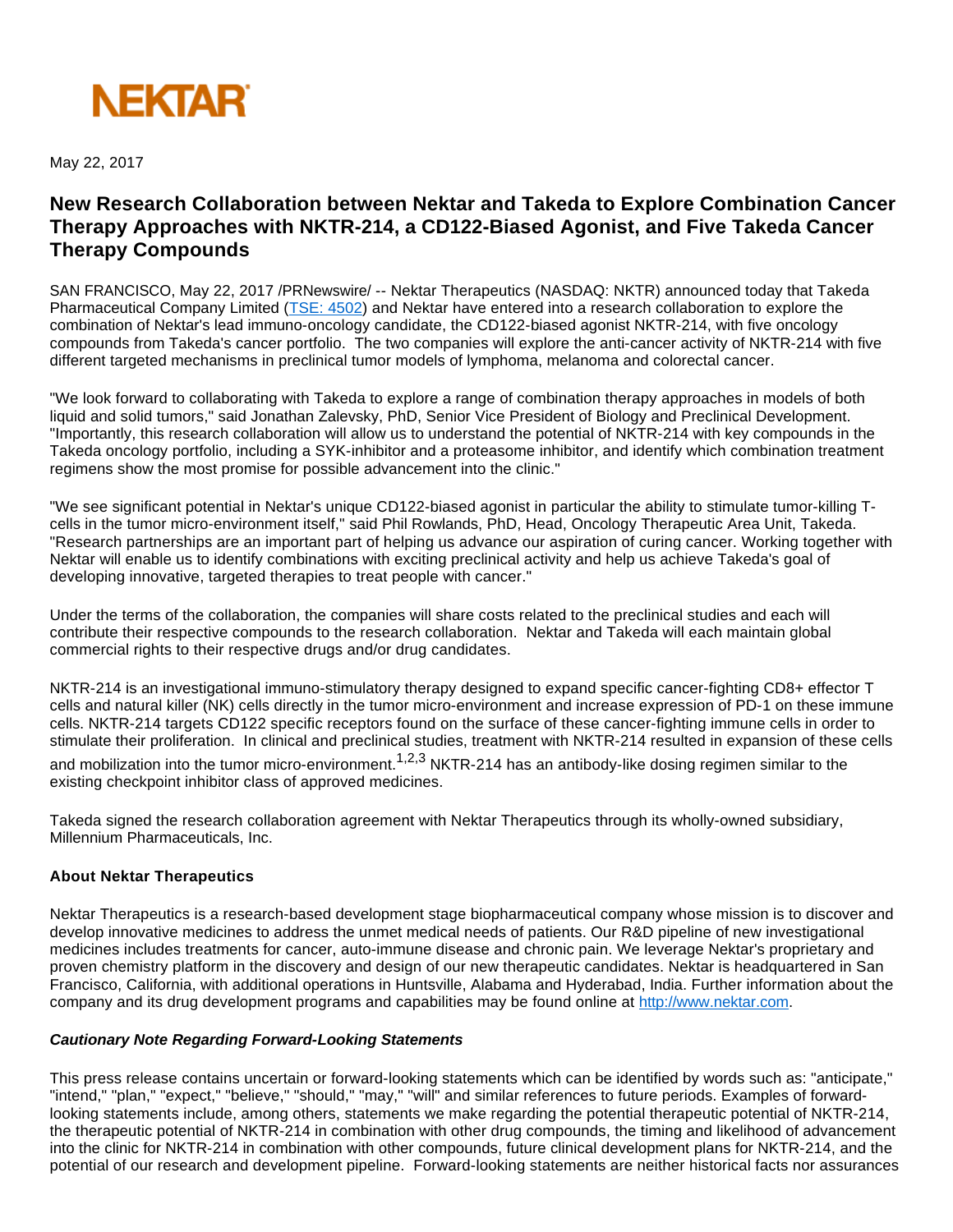NEKTAR

May 22, 2017

# New Research Collaboration between Nektar and Takeda to Explore Combination Cancer Therapy Approaches with NKTR-214, a CD122-Biased Agonist, and Five Takeda Cancer Therapy Compounds

SAN FRANCISCO, May 22, 2017 /PRNewswire/ -- Nektar Therapeutics (NASDAQ: NKTR) announced today that Takeda Pharmaceutical Company Limited (TSE: 4502) and Nektar have entered into a research collaboration to explore the combination of Nektar's lead immuno-oncology candidate, the CD122-biased agonist NKTR-214, with five oncology compounds from Takeda's cancer portfolio. The two companies will explore the anti-cancer activity of NKTR-214 with five different targeted mechanisms in preclinical tumor models of lymphoma, melanoma and colorectal cancer.

"We look forward to collaborating with Takeda to explore a range of combination therapy approaches in models of both liquid and solid tumors," said Jonathan Zalevsky, PhD, Senior Vice President of Biology and Preclinical Development. "Importantly, this research collaboration will allow us to understand the potential of NKTR-214 with key compounds in the Takeda oncology portfolio, including a SYK-inhibitor and a proteasome inhibitor, and identify which combination treatment regimens show the most promise for possible advancement into the clinic."

"We see significant potential in Nektar's unique CD122-biased agonist in particular the ability to stimulate tumor-killing T-cells in the tumor micro-environment itself," said Phil Rowlands, PhD, Head, Oncology Therapeutic Area Unit, Takeda. "Research partnerships are an important part of helping us advance our aspiration of curing cancer. Working together with Nektar will enable us to identify combinations with exciting preclinical activity and help us achieve Takeda's goal of developing innovative, targeted therapies to treat people with cancer."

Under the terms of the collaboration, the companies will share costs related to the preclinical studies and each will contribute their respective compounds to the research collaboration. Nektar and Takeda will each maintain global commercial rights to their respective drugs and/or drug candidates.

NKTR-214 is an investigational immuno-stimulatory therapy designed to expand specific cancer-fighting CD8+ effector T cells and natural killer (NK) cells directly in the tumor micro-environment and increase expression of PD-1 on these immune cells. NKTR-214 targets CD122 specific receptors found on the surface of these cancer-fighting immune cells in order to stimulate their proliferation. In clinical and preclinical studies, treatment with NKTR-214 resulted in expansion of these cells and mobilization into the tumor micro-environment.[1,2,3] NKTR-214 has an antibody-like dosing regimen similar to the existing checkpoint inhibitor class of approved medicines.

Takeda signed the research collaboration agreement with Nektar Therapeutics through its wholly-owned subsidiary, Millennium Pharmaceuticals, Inc.

### About Nektar Therapeutics

Nektar Therapeutics is a research-based development stage biopharmaceutical company whose mission is to discover and develop innovative medicines to address the unmet medical needs of patients. Our R&D pipeline of new investigational medicines includes treatments for cancer, auto-immune disease and chronic pain. We leverage Nektar's proprietary and proven chemistry platform in the discovery and design of our new therapeutic candidates. Nektar is headquartered in San Francisco, California, with additional operations in Huntsville, Alabama and Hyderabad, India. Further information about the company and its drug development programs and capabilities may be found online at http://www.nektar.com.

### *Cautionary Note Regarding Forward-Looking Statements*

This press release contains uncertain or forward-looking statements which can be identified by words such as: "anticipate," "intend," "plan," "expect," "believe," "should," "may," "will" and similar references to future periods. Examples of forward-looking statements include, among others, statements we make regarding the potential therapeutic potential of NKTR-214, the therapeutic potential of NKTR-214 in combination with other drug compounds, the timing and likelihood of advancement into the clinic for NKTR-214 in combination with other compounds, future clinical development plans for NKTR-214, and the potential of our research and development pipeline. Forward-looking statements are neither historical facts nor assurances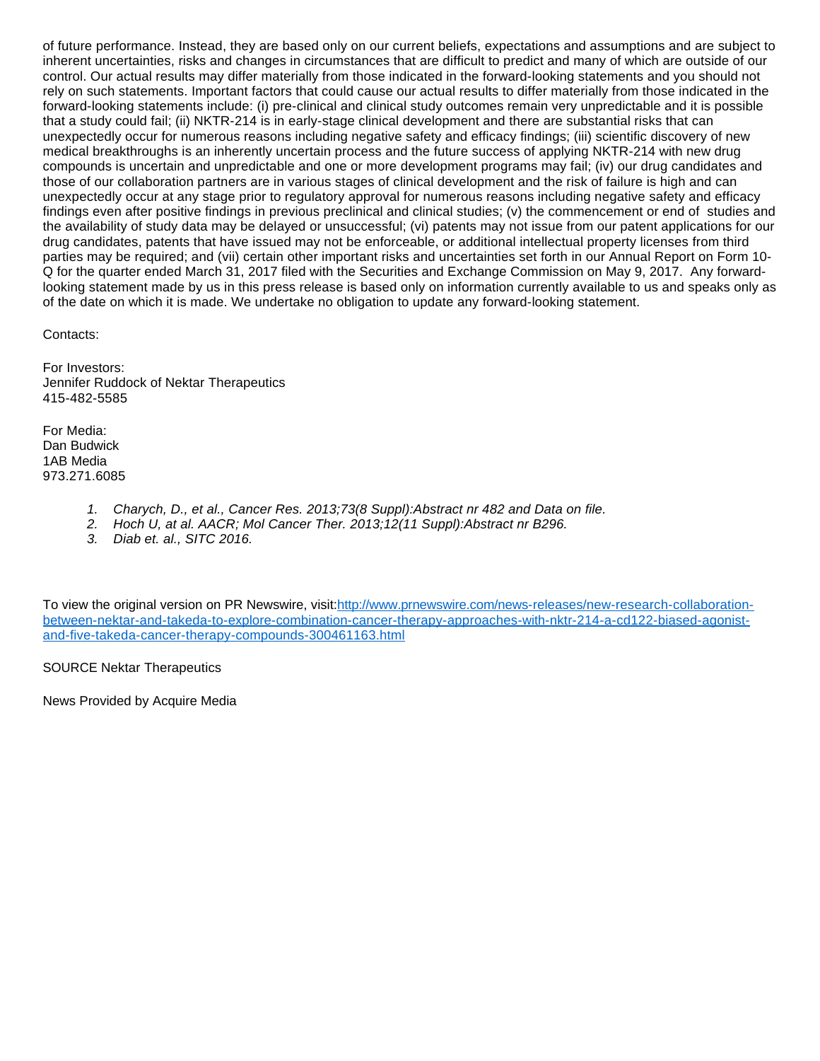of future performance. Instead, they are based only on our current beliefs, expectations and assumptions and are subject to inherent uncertainties, risks and changes in circumstances that are difficult to predict and many of which are outside of our control. Our actual results may differ materially from those indicated in the forward-looking statements and you should not rely on such statements. Important factors that could cause our actual results to differ materially from those indicated in the forward-looking statements include: (i) pre-clinical and clinical study outcomes remain very unpredictable and it is possible that a study could fail; (ii) NKTR-214 is in early-stage clinical development and there are substantial risks that can unexpectedly occur for numerous reasons including negative safety and efficacy findings; (iii) scientific discovery of new medical breakthroughs is an inherently uncertain process and the future success of applying NKTR-214 with new drug compounds is uncertain and unpredictable and one or more development programs may fail; (iv) our drug candidates and those of our collaboration partners are in various stages of clinical development and the risk of failure is high and can unexpectedly occur at any stage prior to regulatory approval for numerous reasons including negative safety and efficacy findings even after positive findings in previous preclinical and clinical studies; (v) the commencement or end of studies and the availability of study data may be delayed or unsuccessful; (vi) patents may not issue from our patent applications for our drug candidates, patents that have issued may not be enforceable, or additional intellectual property licenses from third parties may be required; and (vii) certain other important risks and uncertainties set forth in our Annual Report on Form 10-Q for the quarter ended March 31, 2017 filed with the Securities and Exchange Commission on May 9, 2017. Any forward-looking statement made by us in this press release is based only on information currently available to us and speaks only as of the date on which it is made. We undertake no obligation to update any forward-looking statement.

Contacts:

For Investors:
Jennifer Ruddock of Nektar Therapeutics
415-482-5585

For Media:
Dan Budwick
1AB Media
973.271.6085

1. *Charych, D., et al., Cancer Res. 2013;73(8 Suppl):Abstract nr 482 and Data on file.*
2. *Hoch U, at al. AACR; Mol Cancer Ther. 2013;12(11 Suppl):Abstract nr B296.*
3. *Diab et. al., SITC 2016.*

To view the original version on PR Newswire, visit:[http://www.prnewswire.com/news-releases/new-research-collaboration-between-nektar-and-takeda-to-explore-combination-cancer-therapy-approaches-with-nktr-214-a-cd122-biased-agonist-and-five-takeda-cancer-therapy-compounds-300461163.html](http://www.prnewswire.com/news-releases/new-research-collaboration-between-nektar-and-takeda-to-explore-combination-cancer-therapy-approaches-with-nktr-214-a-cd122-biased-agonist-and-five-takeda-cancer-therapy-compounds-300461163.html)

SOURCE Nektar Therapeutics

News Provided by Acquire Media